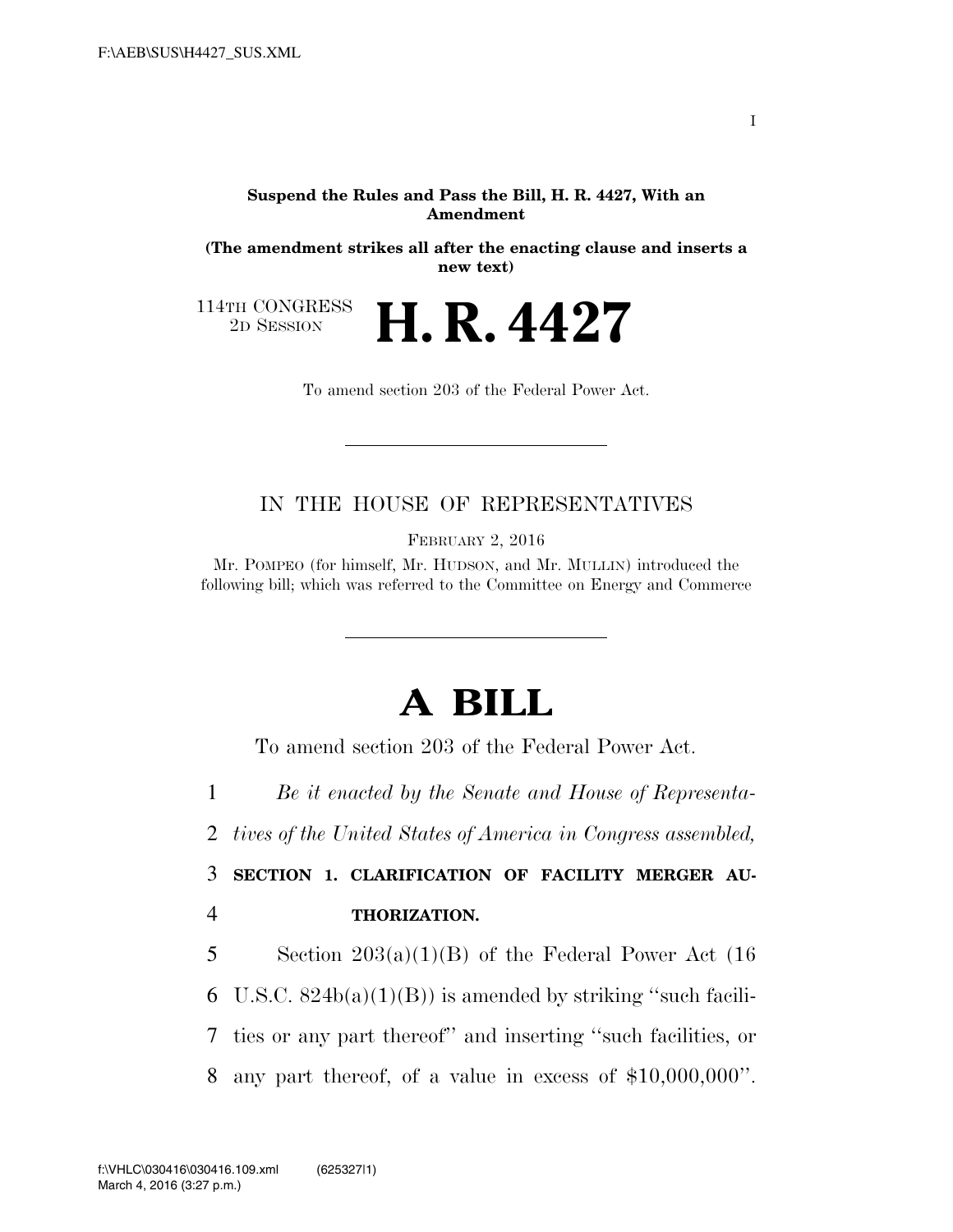Suspend the Rules and Pass the Bill, H. R. 4427, With an Amendment

**(The amendment strikes all after the enacting clause and inserts a new text)**

114TH CONGRESS
2D SESSION

# H. R. 4427

To amend section 203 of the Federal Power Act.

---

IN THE HOUSE OF REPRESENTATIVES

FEBRUARY 2, 2016

Mr. POMPEO (for himself, Mr. HUDSON, and Mr. MULLIN) introduced the following bill; which was referred to the Committee on Energy and Commerce

---

# A BILL

To amend section 203 of the Federal Power Act.

*Be it enacted by the Senate and House of Representatives of the United States of America in Congress assembled,*

## SECTION 1. CLARIFICATION OF FACILITY MERGER AUTHORIZATION.

Section 203(a)(1)(B) of the Federal Power Act (16 U.S.C. 824b(a)(1)(B)) is amended by striking "such facilities or any part thereof" and inserting "such facilities, or any part thereof, of a value in excess of $10,000,000".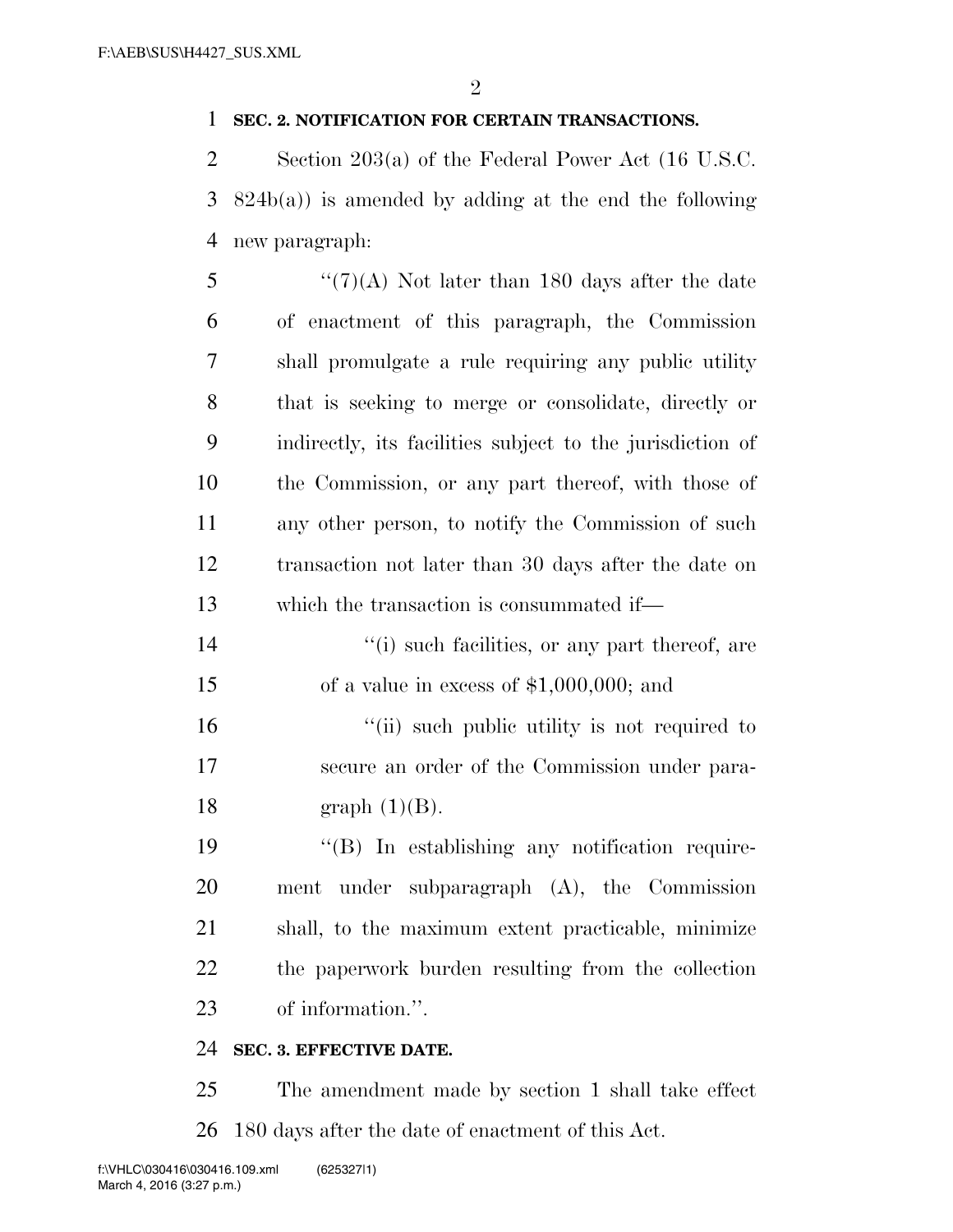**SEC. 2. NOTIFICATION FOR CERTAIN TRANSACTIONS.**

Section 203(a) of the Federal Power Act (16 U.S.C. 824b(a)) is amended by adding at the end the following new paragraph:

"(7)(A) Not later than 180 days after the date of enactment of this paragraph, the Commission shall promulgate a rule requiring any public utility that is seeking to merge or consolidate, directly or indirectly, its facilities subject to the jurisdiction of the Commission, or any part thereof, with those of any other person, to notify the Commission of such transaction not later than 30 days after the date on which the transaction is consummated if—

"(i) such facilities, or any part thereof, are of a value in excess of $1,000,000; and

"(ii) such public utility is not required to secure an order of the Commission under paragraph (1)(B).

"(B) In establishing any notification requirement under subparagraph (A), the Commission shall, to the maximum extent practicable, minimize the paperwork burden resulting from the collection of information.".

**SEC. 3. EFFECTIVE DATE.**

The amendment made by section 1 shall take effect 180 days after the date of enactment of this Act.